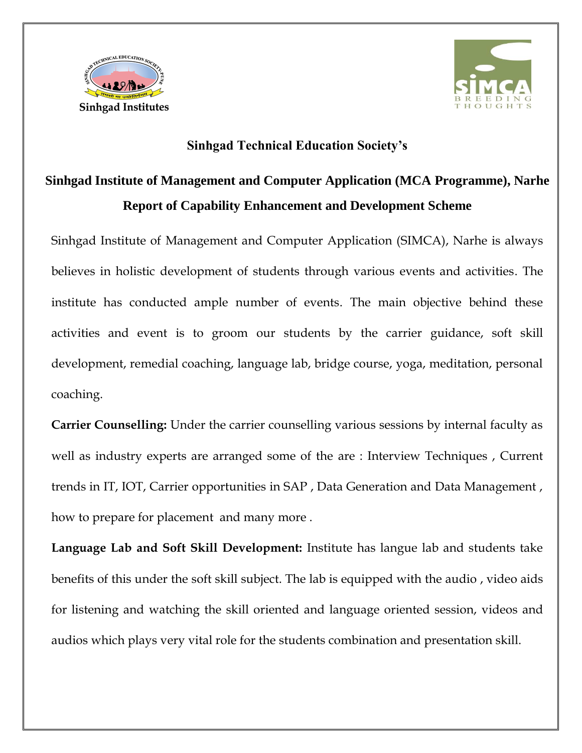Sinhgad Institutes

SIMCA BREEDING THOUGHTS

**Sinhgad Technical Education Society's**

# Sinhgad Institute of Management and Computer Application (MCA Programme), Narhe

## Report of Capability Enhancement and Development Scheme

Sinhgad Institute of Management and Computer Application (SIMCA), Narhe is always believes in holistic development of students through various events and activities. The institute has conducted ample number of events. The main objective behind these activities and event is to groom our students by the carrier guidance, soft skill development, remedial coaching, language lab, bridge course, yoga, meditation, personal coaching.

**Carrier Counselling:** Under the carrier counselling various sessions by internal faculty as well as industry experts are arranged some of the are : Interview Techniques , Current trends in IT, IOT, Carrier opportunities in SAP , Data Generation and Data Management , how to prepare for placement and many more .

**Language Lab and Soft Skill Development:** Institute has langue lab and students take benefits of this under the soft skill subject. The lab is equipped with the audio , video aids for listening and watching the skill oriented and language oriented session, videos and audios which plays very vital role for the students combination and presentation skill.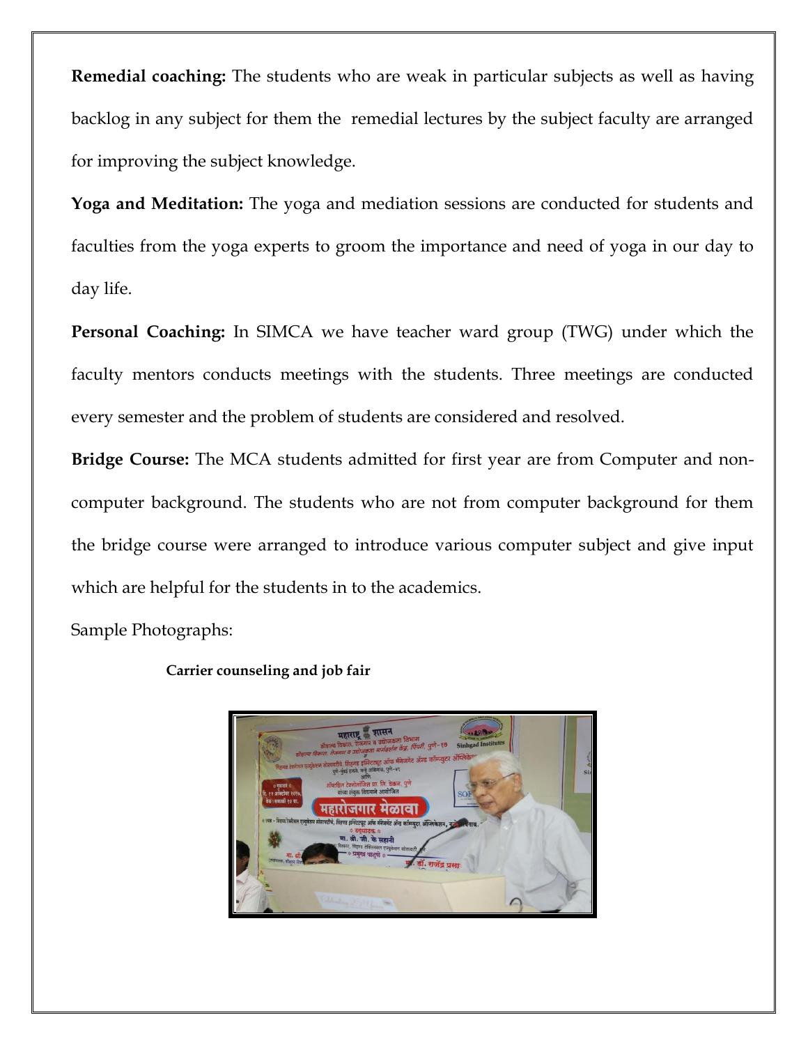**Remedial coaching:** The students who are weak in particular subjects as well as having backlog in any subject for them the remedial lectures by the subject faculty are arranged for improving the subject knowledge.

**Yoga and Meditation:** The yoga and mediation sessions are conducted for students and faculties from the yoga experts to groom the importance and need of yoga in our day to day life.

**Personal Coaching:** In SIMCA we have teacher ward group (TWG) under which the faculty mentors conducts meetings with the students. Three meetings are conducted every semester and the problem of students are considered and resolved.

**Bridge Course:** The MCA students admitted for first year are from Computer and non-computer background. The students who are not from computer background for them the bridge course were arranged to introduce various computer subject and give input which are helpful for the students in to the academics.

Sample Photographs:

**Carrier counseling and job fair**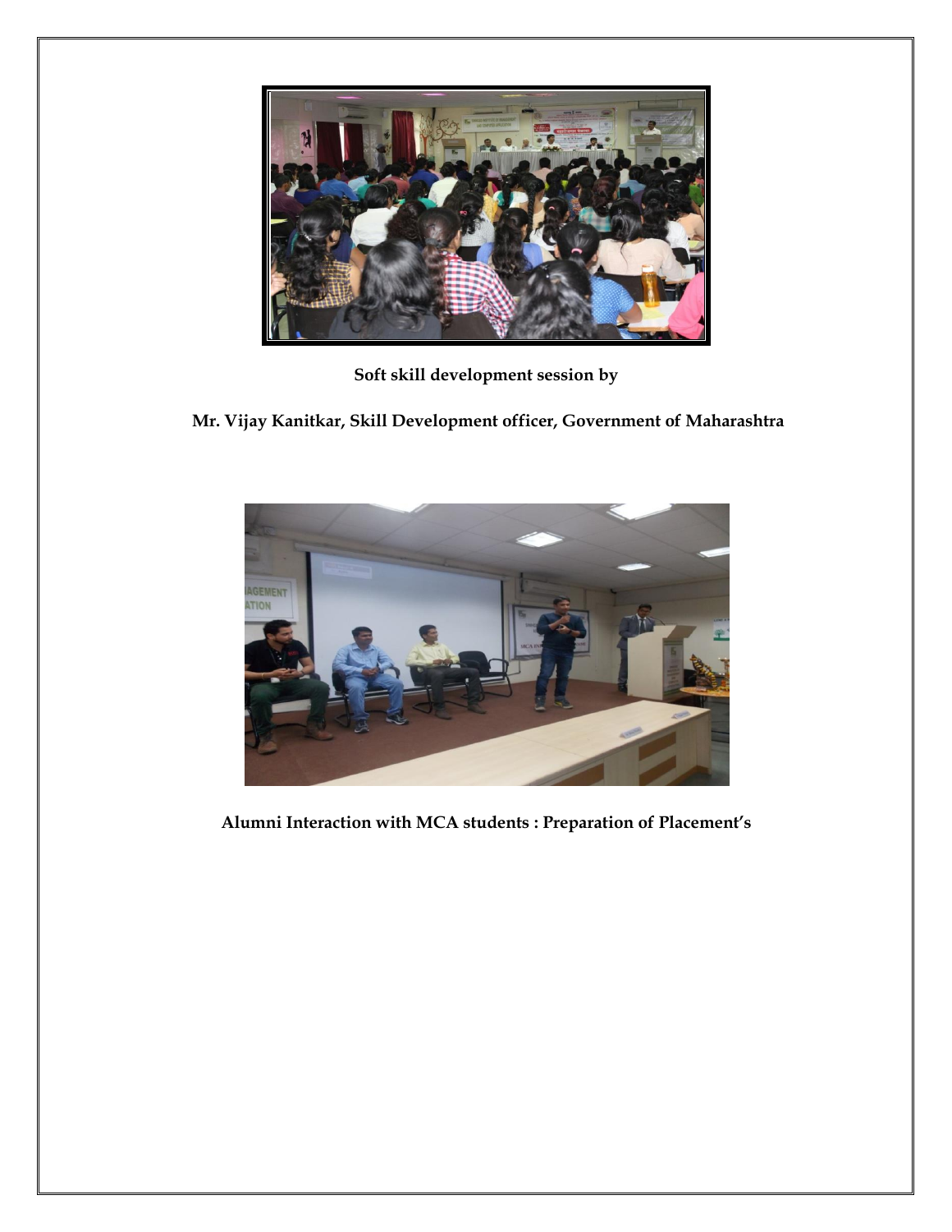**Soft skill development session by**

**Mr. Vijay Kanitkar, Skill Development officer, Government of Maharashtra**

**Alumni Interaction with MCA students : Preparation of Placement's**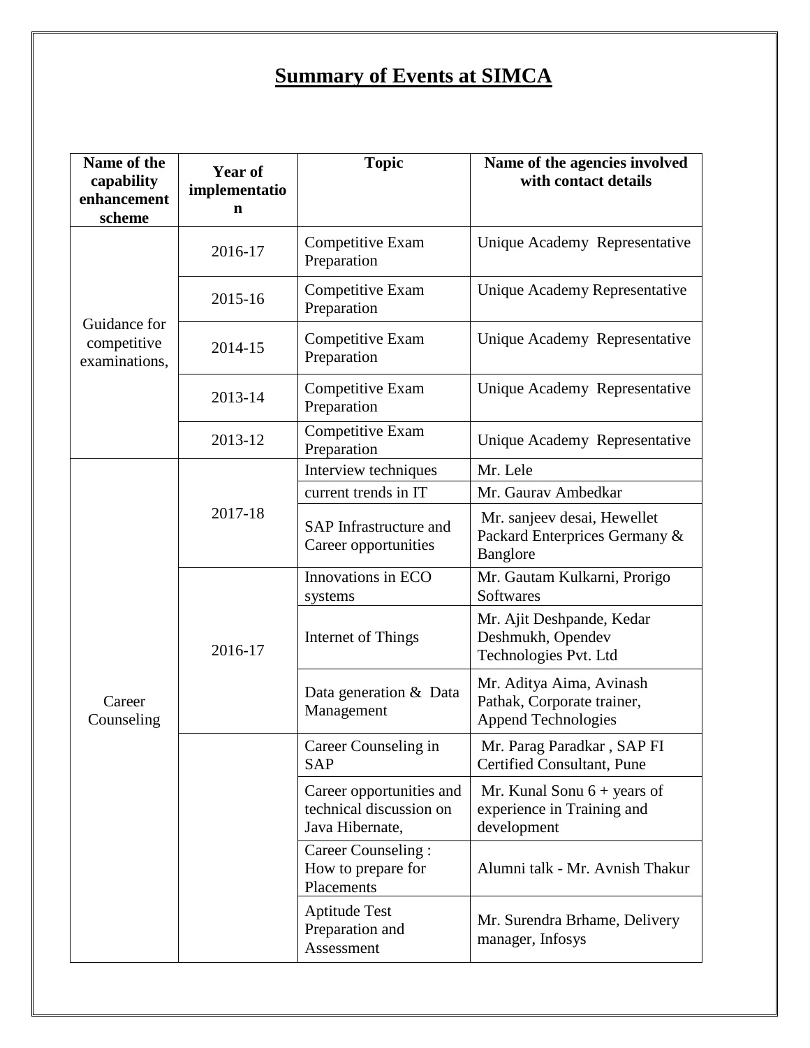# Summary of Events at SIMCA

| Name of the capability enhancement scheme | Year of implementation | Topic | Name of the agencies involved with contact details |
|---|---|---|---|
| Guidance for competitive examinations, | 2016-17 | Competitive Exam Preparation | Unique Academy Representative |
| | 2015-16 | Competitive Exam Preparation | Unique Academy Representative |
| | 2014-15 | Competitive Exam Preparation | Unique Academy Representative |
| | 2013-14 | Competitive Exam Preparation | Unique Academy Representative |
| | 2013-12 | Competitive Exam Preparation | Unique Academy Representative |
| Career Counseling | 2017-18 | Interview techniques | Mr. Lele |
| | | current trends in IT | Mr. Gaurav Ambedkar |
| | | SAP Infrastructure and Career opportunities | Mr. sanjeev desai, Hewellet Packard Enterprices Germany & Banglore |
| | 2016-17 | Innovations in ECO systems | Mr. Gautam Kulkarni, Prorigo Softwares |
| | | Internet of Things | Mr. Ajit Deshpande, Kedar Deshmukh, Opendev Technologies Pvt. Ltd |
| | | Data generation & Data Management | Mr. Aditya Aima, Avinash Pathak, Corporate trainer, Append Technologies |
| | | Career Counseling in SAP | Mr. Parag Paradkar , SAP FI Certified Consultant, Pune |
| | | Career opportunities and technical discussion on Java Hibernate, | Mr. Kunal Sonu 6 + years of experience in Training and development |
| | | Career Counseling : How to prepare for Placements | Alumni talk - Mr. Avnish Thakur |
| | | Aptitude Test Preparation and Assessment | Mr. Surendra Brhame, Delivery manager, Infosys |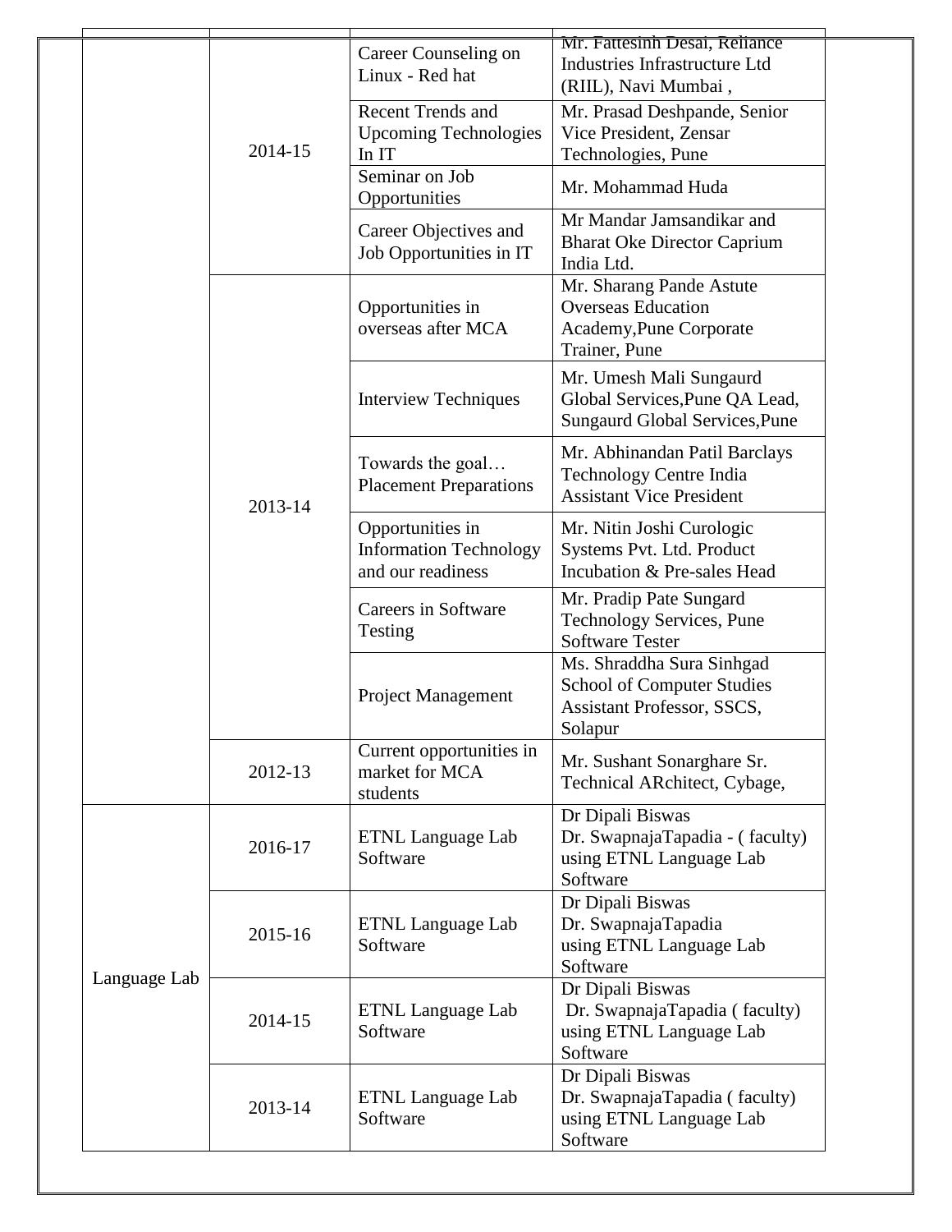| | | | |
|---|---|---|---|
| | 2014-15 | Career Counseling on Linux - Red hat | Mr. Fattesinh Desai, Reliance Industries Infrastructure Ltd (RIIL), Navi Mumbai , |
| | | Recent Trends and Upcoming Technologies In IT | Mr. Prasad Deshpande, Senior Vice President, Zensar Technologies, Pune |
| | | Seminar on Job Opportunities | Mr. Mohammad Huda |
| | | Career Objectives and Job Opportunities in IT | Mr Mandar Jamsandikar and Bharat Oke Director Caprium India Ltd. |
| | 2013-14 | Opportunities in overseas after MCA | Mr. Sharang Pande Astute Overseas Education Academy,Pune Corporate Trainer, Pune |
| | | Interview Techniques | Mr. Umesh Mali Sungaurd Global Services,Pune QA Lead, Sungaurd Global Services,Pune |
| | | Towards the goal… Placement Preparations | Mr. Abhinandan Patil Barclays Technology Centre India Assistant Vice President |
| | | Opportunities in Information Technology and our readiness | Mr. Nitin Joshi Curologic Systems Pvt. Ltd. Product Incubation & Pre-sales Head |
| | | Careers in Software Testing | Mr. Pradip Pate Sungard Technology Services, Pune Software Tester |
| | | Project Management | Ms. Shraddha Sura Sinhgad School of Computer Studies Assistant Professor, SSCS, Solapur |
| | 2012-13 | Current opportunities in market for MCA students | Mr. Sushant Sonarghare Sr. Technical ARchitect, Cybage, |
| Language Lab | 2016-17 | ETNL Language Lab Software | Dr Dipali Biswas Dr. SwapnajaTapadia - ( faculty) using ETNL Language Lab Software |
| | 2015-16 | ETNL Language Lab Software | Dr Dipali Biswas Dr. SwapnajaTapadia using ETNL Language Lab Software |
| | 2014-15 | ETNL Language Lab Software | Dr Dipali Biswas Dr. SwapnajaTapadia ( faculty) using ETNL Language Lab Software |
| | 2013-14 | ETNL Language Lab Software | Dr Dipali Biswas Dr. SwapnajaTapadia ( faculty) using ETNL Language Lab Software |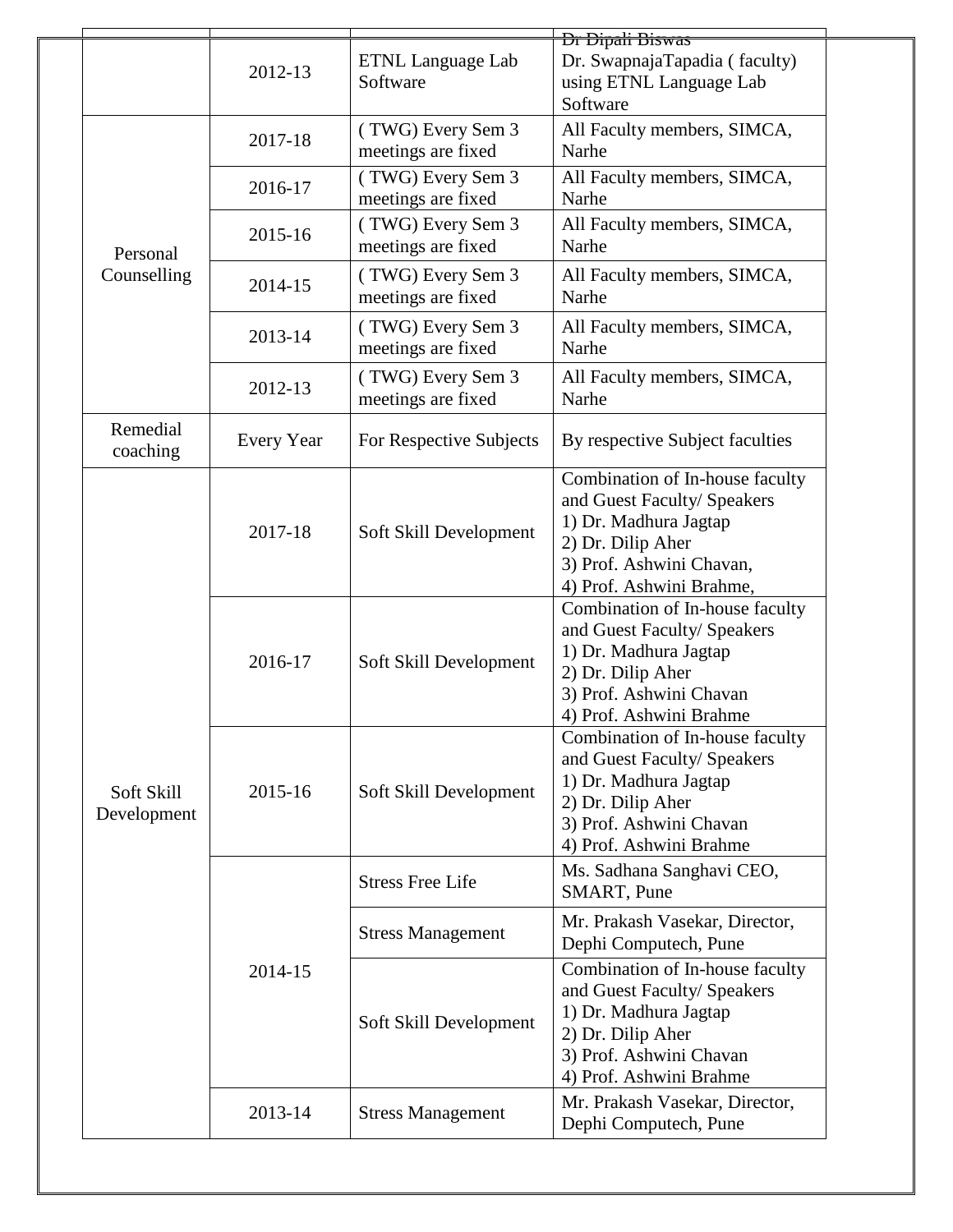|  |  |  |  |
|---|---|---|---|
|  | 2012-13 | ETNL Language Lab Software | Dr Dipali Biswas<br>Dr. SwapnajaTapadia ( faculty) using ETNL Language Lab Software |
| Personal Counselling | 2017-18 | ( TWG) Every Sem 3 meetings are fixed | All Faculty members, SIMCA, Narhe |
|  | 2016-17 | ( TWG) Every Sem 3 meetings are fixed | All Faculty members, SIMCA, Narhe |
|  | 2015-16 | ( TWG) Every Sem 3 meetings are fixed | All Faculty members, SIMCA, Narhe |
|  | 2014-15 | ( TWG) Every Sem 3 meetings are fixed | All Faculty members, SIMCA, Narhe |
|  | 2013-14 | ( TWG) Every Sem 3 meetings are fixed | All Faculty members, SIMCA, Narhe |
|  | 2012-13 | ( TWG) Every Sem 3 meetings are fixed | All Faculty members, SIMCA, Narhe |
| Remedial coaching | Every Year | For Respective Subjects | By respective Subject faculties |
| Soft Skill Development | 2017-18 | Soft Skill Development | Combination of In-house faculty and Guest Faculty/ Speakers<br>1) Dr. Madhura Jagtap<br>2) Dr. Dilip Aher<br>3) Prof. Ashwini Chavan,<br>4) Prof. Ashwini Brahme, |
|  | 2016-17 | Soft Skill Development | Combination of In-house faculty and Guest Faculty/ Speakers<br>1) Dr. Madhura Jagtap<br>2) Dr. Dilip Aher<br>3) Prof. Ashwini Chavan<br>4) Prof. Ashwini Brahme |
|  | 2015-16 | Soft Skill Development | Combination of In-house faculty and Guest Faculty/ Speakers<br>1) Dr. Madhura Jagtap<br>2) Dr. Dilip Aher<br>3) Prof. Ashwini Chavan<br>4) Prof. Ashwini Brahme |
|  | 2014-15 | Stress Free Life | Ms. Sadhana Sanghavi CEO, SMART, Pune |
|  |  | Stress Management | Mr. Prakash Vasekar, Director, Dephi Computech, Pune |
|  |  | Soft Skill Development | Combination of In-house faculty and Guest Faculty/ Speakers<br>1) Dr. Madhura Jagtap<br>2) Dr. Dilip Aher<br>3) Prof. Ashwini Chavan<br>4) Prof. Ashwini Brahme |
|  | 2013-14 | Stress Management | Mr. Prakash Vasekar, Director, Dephi Computech, Pune |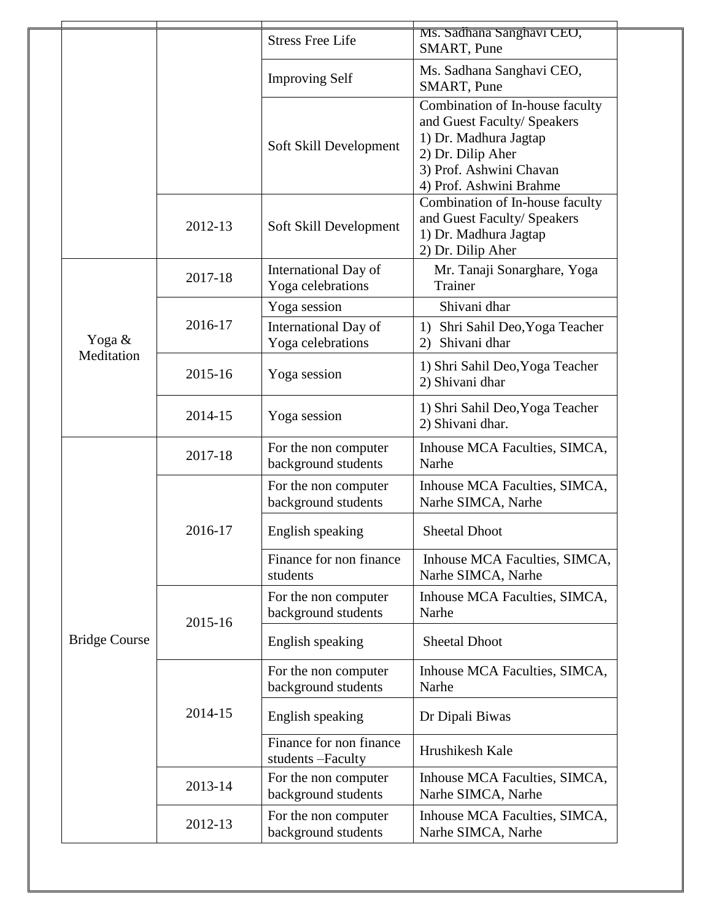| | | | |
|---|---|---|---|
| | | Stress Free Life | Ms. Sadhana Sanghavi CEO, SMART, Pune |
| | | Improving Self | Ms. Sadhana Sanghavi CEO, SMART, Pune |
| | | Soft Skill Development | Combination of In-house faculty and Guest Faculty/ Speakers<br>1) Dr. Madhura Jagtap<br>2) Dr. Dilip Aher<br>3) Prof. Ashwini Chavan<br>4) Prof. Ashwini Brahme |
| | 2012-13 | Soft Skill Development | Combination of In-house faculty and Guest Faculty/ Speakers<br>1) Dr. Madhura Jagtap<br>2) Dr. Dilip Aher |
| Yoga & Meditation | 2017-18 | International Day of Yoga celebrations | Mr. Tanaji Sonarghare, Yoga Trainer |
| | 2016-17 | Yoga session | Shivani dhar |
| | | International Day of Yoga celebrations | 1) Shri Sahil Deo,Yoga Teacher<br>2) Shivani dhar |
| | 2015-16 | Yoga session | 1) Shri Sahil Deo,Yoga Teacher<br>2) Shivani dhar |
| | 2014-15 | Yoga session | 1) Shri Sahil Deo,Yoga Teacher<br>2) Shivani dhar. |
| Bridge Course | 2017-18 | For the non computer background students | Inhouse MCA Faculties, SIMCA, Narhe |
| | 2016-17 | For the non computer background students | Inhouse MCA Faculties, SIMCA, Narhe SIMCA, Narhe |
| | | English speaking | Sheetal Dhoot |
| | | Finance for non finance students | Inhouse MCA Faculties, SIMCA, Narhe SIMCA, Narhe |
| | 2015-16 | For the non computer background students | Inhouse MCA Faculties, SIMCA, Narhe |
| | | English speaking | Sheetal Dhoot |
| | 2014-15 | For the non computer background students | Inhouse MCA Faculties, SIMCA, Narhe |
| | | English speaking | Dr Dipali Biwas |
| | | Finance for non finance students –Faculty | Hrushikesh Kale |
| | 2013-14 | For the non computer background students | Inhouse MCA Faculties, SIMCA, Narhe SIMCA, Narhe |
| | 2012-13 | For the non computer background students | Inhouse MCA Faculties, SIMCA, Narhe SIMCA, Narhe |